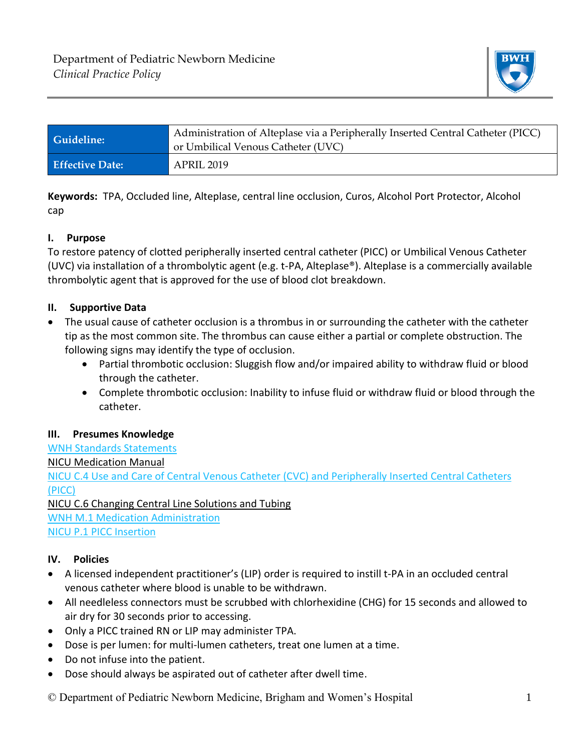Department of Pediatric Newborn Medicine
*Clinical Practice Policy*

| Guideline: | Administration of Alteplase via a Peripherally Inserted Central Catheter (PICC) or Umbilical Venous Catheter (UVC) |
|---|---|
| Effective Date: | APRIL 2019 |

**Keywords:** TPA, Occluded line, Alteplase, central line occlusion, Curos, Alcohol Port Protector, Alcohol cap

## I. Purpose

To restore patency of clotted peripherally inserted central catheter (PICC) or Umbilical Venous Catheter (UVC) via installation of a thrombolytic agent (e.g. t-PA, Alteplase®). Alteplase is a commercially available thrombolytic agent that is approved for the use of blood clot breakdown.

## II. Supportive Data

- The usual cause of catheter occlusion is a thrombus in or surrounding the catheter with the catheter tip as the most common site. The thrombus can cause either a partial or complete obstruction. The following signs may identify the type of occlusion.
  - Partial thrombotic occlusion: Sluggish flow and/or impaired ability to withdraw fluid or blood through the catheter.
  - Complete thrombotic occlusion: Inability to infuse fluid or withdraw fluid or blood through the catheter.

## III. Presumes Knowledge

WNH Standards Statements
NICU Medication Manual
NICU C.4 Use and Care of Central Venous Catheter (CVC) and Peripherally Inserted Central Catheters (PICC)
NICU C.6 Changing Central Line Solutions and Tubing
WNH M.1 Medication Administration
NICU P.1 PICC Insertion

## IV. Policies

- A licensed independent practitioner's (LIP) order is required to instill t-PA in an occluded central venous catheter where blood is unable to be withdrawn.
- All needleless connectors must be scrubbed with chlorhexidine (CHG) for 15 seconds and allowed to air dry for 30 seconds prior to accessing.
- Only a PICC trained RN or LIP may administer TPA.
- Dose is per lumen: for multi-lumen catheters, treat one lumen at a time.
- Do not infuse into the patient.
- Dose should always be aspirated out of catheter after dwell time.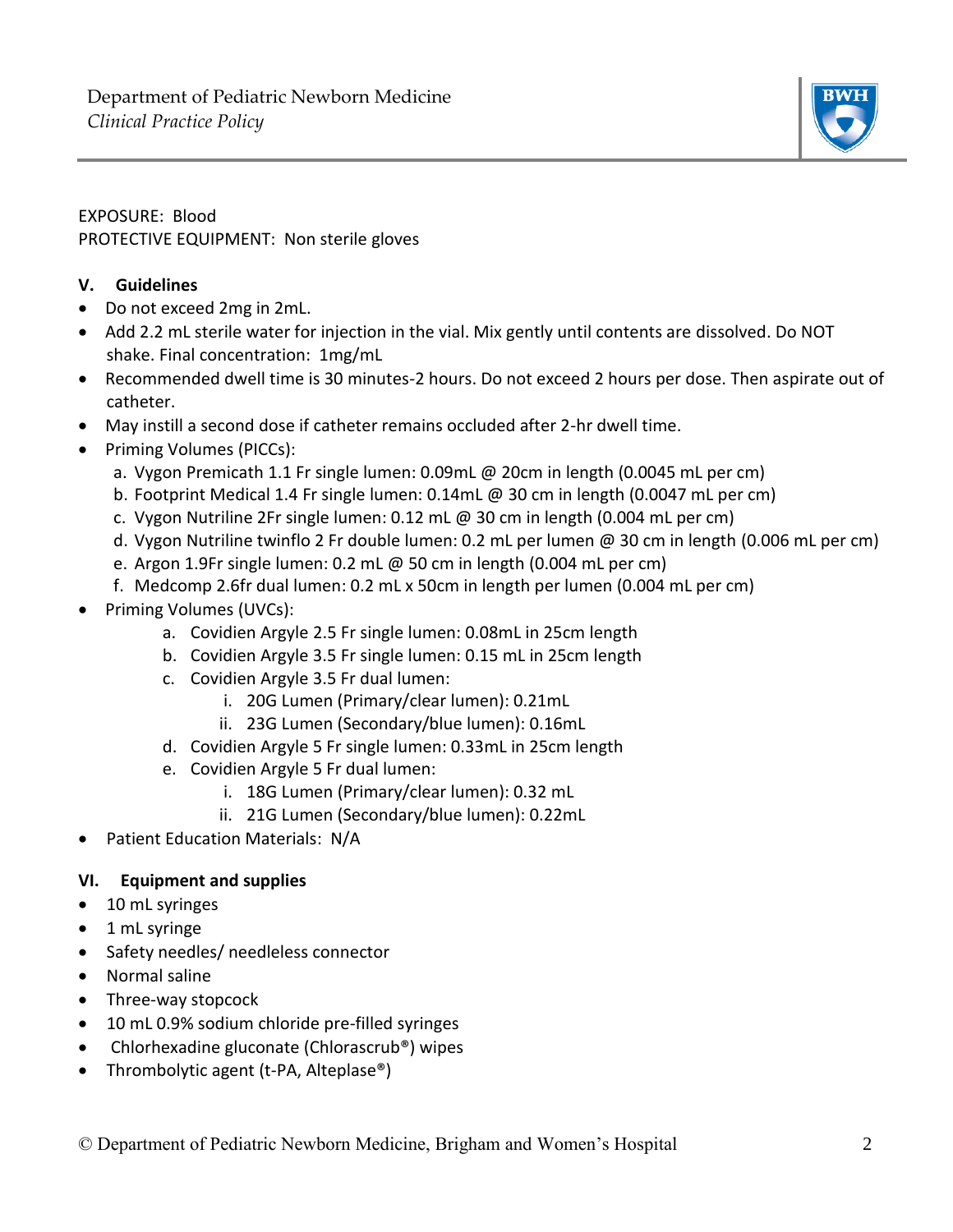EXPOSURE: Blood
PROTECTIVE EQUIPMENT: Non sterile gloves

## V. Guidelines

- Do not exceed 2mg in 2mL.
- Add 2.2 mL sterile water for injection in the vial. Mix gently until contents are dissolved. Do NOT shake. Final concentration: 1mg/mL
- Recommended dwell time is 30 minutes-2 hours. Do not exceed 2 hours per dose. Then aspirate out of catheter.
- May instill a second dose if catheter remains occluded after 2-hr dwell time.
- Priming Volumes (PICCs):
  a. Vygon Premicath 1.1 Fr single lumen: 0.09mL @ 20cm in length (0.0045 mL per cm)
  b. Footprint Medical 1.4 Fr single lumen: 0.14mL @ 30 cm in length (0.0047 mL per cm)
  c. Vygon Nutriline 2Fr single lumen: 0.12 mL @ 30 cm in length (0.004 mL per cm)
  d. Vygon Nutriline twinflo 2 Fr double lumen: 0.2 mL per lumen @ 30 cm in length (0.006 mL per cm)
  e. Argon 1.9Fr single lumen: 0.2 mL @ 50 cm in length (0.004 mL per cm)
  f. Medcomp 2.6fr dual lumen: 0.2 mL x 50cm in length per lumen (0.004 mL per cm)
- Priming Volumes (UVCs):
  a. Covidien Argyle 2.5 Fr single lumen: 0.08mL in 25cm length
  b. Covidien Argyle 3.5 Fr single lumen: 0.15 mL in 25cm length
  c. Covidien Argyle 3.5 Fr dual lumen:
     i. 20G Lumen (Primary/clear lumen): 0.21mL
     ii. 23G Lumen (Secondary/blue lumen): 0.16mL
  d. Covidien Argyle 5 Fr single lumen: 0.33mL in 25cm length
  e. Covidien Argyle 5 Fr dual lumen:
     i. 18G Lumen (Primary/clear lumen): 0.32 mL
     ii. 21G Lumen (Secondary/blue lumen): 0.22mL
- Patient Education Materials: N/A

## VI. Equipment and supplies

- 10 mL syringes
- 1 mL syringe
- Safety needles/ needleless connector
- Normal saline
- Three-way stopcock
- 10 mL 0.9% sodium chloride pre-filled syringes
- Chlorhexadine gluconate (Chlorascrub®) wipes
- Thrombolytic agent (t-PA, Alteplase®)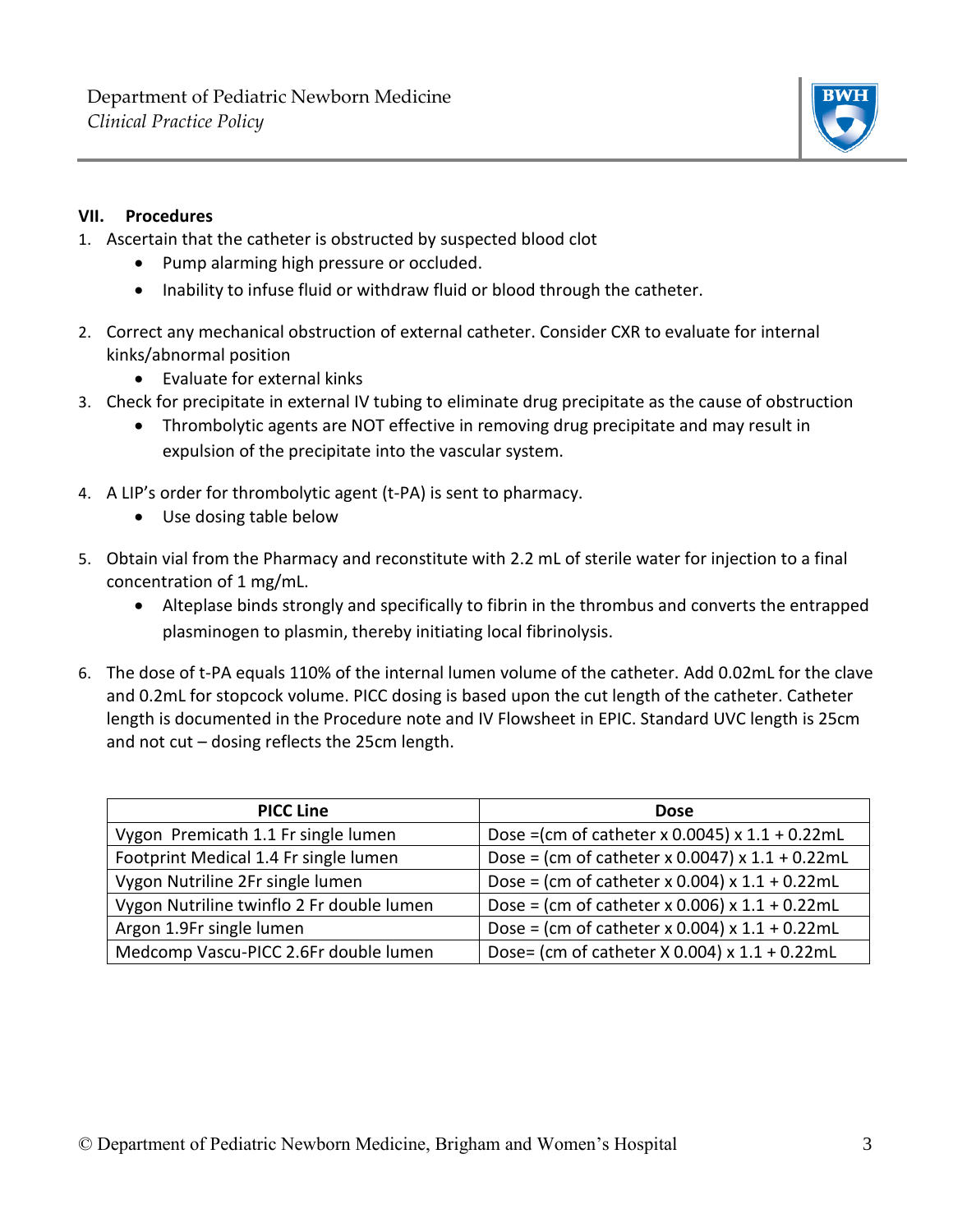## VII. Procedures

1. Ascertain that the catheter is obstructed by suspected blood clot
   - Pump alarming high pressure or occluded.
   - Inability to infuse fluid or withdraw fluid or blood through the catheter.

2. Correct any mechanical obstruction of external catheter. Consider CXR to evaluate for internal kinks/abnormal position
   - Evaluate for external kinks
3. Check for precipitate in external IV tubing to eliminate drug precipitate as the cause of obstruction
   - Thrombolytic agents are NOT effective in removing drug precipitate and may result in expulsion of the precipitate into the vascular system.

4. A LIP's order for thrombolytic agent (t-PA) is sent to pharmacy.
   - Use dosing table below

5. Obtain vial from the Pharmacy and reconstitute with 2.2 mL of sterile water for injection to a final concentration of 1 mg/mL.
   - Alteplase binds strongly and specifically to fibrin in the thrombus and converts the entrapped plasminogen to plasmin, thereby initiating local fibrinolysis.

6. The dose of t-PA equals 110% of the internal lumen volume of the catheter. Add 0.02mL for the clave and 0.2mL for stopcock volume. PICC dosing is based upon the cut length of the catheter. Catheter length is documented in the Procedure note and IV Flowsheet in EPIC. Standard UVC length is 25cm and not cut – dosing reflects the 25cm length.

| PICC Line | Dose |
|---|---|
| Vygon Premicath 1.1 Fr single lumen | Dose =(cm of catheter x 0.0045) x 1.1 + 0.22mL |
| Footprint Medical 1.4 Fr single lumen | Dose = (cm of catheter x 0.0047) x 1.1 + 0.22mL |
| Vygon Nutriline 2Fr single lumen | Dose = (cm of catheter x 0.004) x 1.1 + 0.22mL |
| Vygon Nutriline twinflo 2 Fr double lumen | Dose = (cm of catheter x 0.006) x 1.1 + 0.22mL |
| Argon 1.9Fr single lumen | Dose = (cm of catheter x 0.004) x 1.1 + 0.22mL |
| Medcomp Vascu-PICC 2.6Fr double lumen | Dose= (cm of catheter X 0.004) x 1.1 + 0.22mL |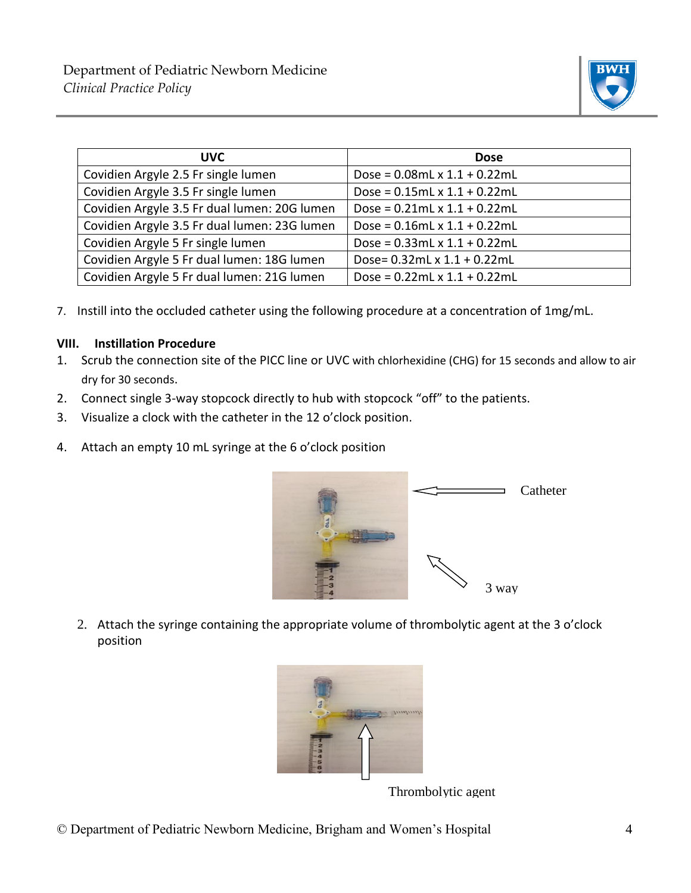| UVC | Dose |
|---|---|
| Covidien Argyle 2.5 Fr single lumen | Dose = 0.08mL x 1.1 + 0.22mL |
| Covidien Argyle 3.5 Fr single lumen | Dose = 0.15mL x 1.1 + 0.22mL |
| Covidien Argyle 3.5 Fr dual lumen: 20G lumen | Dose = 0.21mL x 1.1 + 0.22mL |
| Covidien Argyle 3.5 Fr dual lumen: 23G lumen | Dose = 0.16mL x 1.1 + 0.22mL |
| Covidien Argyle 5 Fr single lumen | Dose = 0.33mL x 1.1 + 0.22mL |
| Covidien Argyle 5 Fr dual lumen: 18G lumen | Dose= 0.32mL x 1.1 + 0.22mL |
| Covidien Argyle 5 Fr dual lumen: 21G lumen | Dose = 0.22mL x 1.1 + 0.22mL |

7. Instill into the occluded catheter using the following procedure at a concentration of 1mg/mL.

## VIII. Instillation Procedure

1. Scrub the connection site of the PICC line or UVC with chlorhexidine (CHG) for 15 seconds and allow to air dry for 30 seconds.
2. Connect single 3-way stopcock directly to hub with stopcock "off" to the patients.
3. Visualize a clock with the catheter in the 12 o'clock position.
4. Attach an empty 10 mL syringe at the 6 o'clock position

Catheter

3 way

2. Attach the syringe containing the appropriate volume of thrombolytic agent at the 3 o'clock position

Thrombolytic agent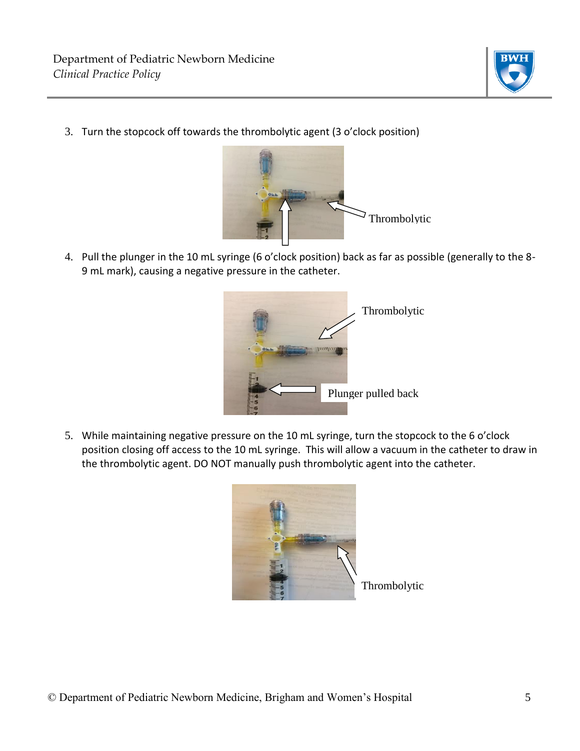3. Turn the stopcock off towards the thrombolytic agent (3 o'clock position)

Thrombolytic

4. Pull the plunger in the 10 mL syringe (6 o'clock position) back as far as possible (generally to the 8-9 mL mark), causing a negative pressure in the catheter.

Thrombolytic

Plunger pulled back

5. While maintaining negative pressure on the 10 mL syringe, turn the stopcock to the 6 o'clock position closing off access to the 10 mL syringe. This will allow a vacuum in the catheter to draw in the thrombolytic agent. DO NOT manually push thrombolytic agent into the catheter.

Thrombolytic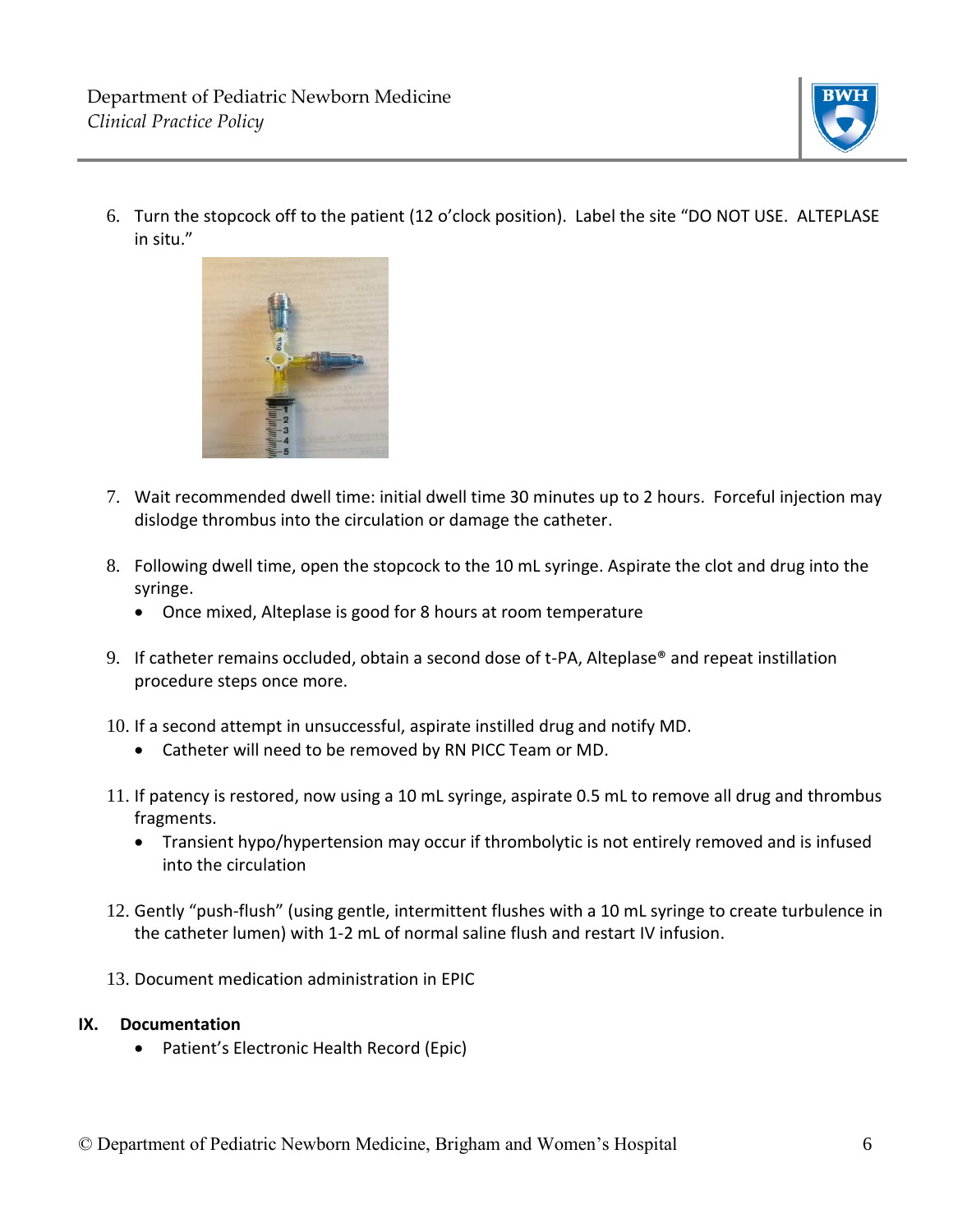6. Turn the stopcock off to the patient (12 o'clock position). Label the site "DO NOT USE. ALTEPLASE in situ."

7. Wait recommended dwell time: initial dwell time 30 minutes up to 2 hours. Forceful injection may dislodge thrombus into the circulation or damage the catheter.

8. Following dwell time, open the stopcock to the 10 mL syringe. Aspirate the clot and drug into the syringe.
   - Once mixed, Alteplase is good for 8 hours at room temperature

9. If catheter remains occluded, obtain a second dose of t-PA, Alteplase® and repeat instillation procedure steps once more.

10. If a second attempt in unsuccessful, aspirate instilled drug and notify MD.
    - Catheter will need to be removed by RN PICC Team or MD.

11. If patency is restored, now using a 10 mL syringe, aspirate 0.5 mL to remove all drug and thrombus fragments.
    - Transient hypo/hypertension may occur if thrombolytic is not entirely removed and is infused into the circulation

12. Gently "push-flush" (using gentle, intermittent flushes with a 10 mL syringe to create turbulence in the catheter lumen) with 1-2 mL of normal saline flush and restart IV infusion.

13. Document medication administration in EPIC

## IX. Documentation

- Patient's Electronic Health Record (Epic)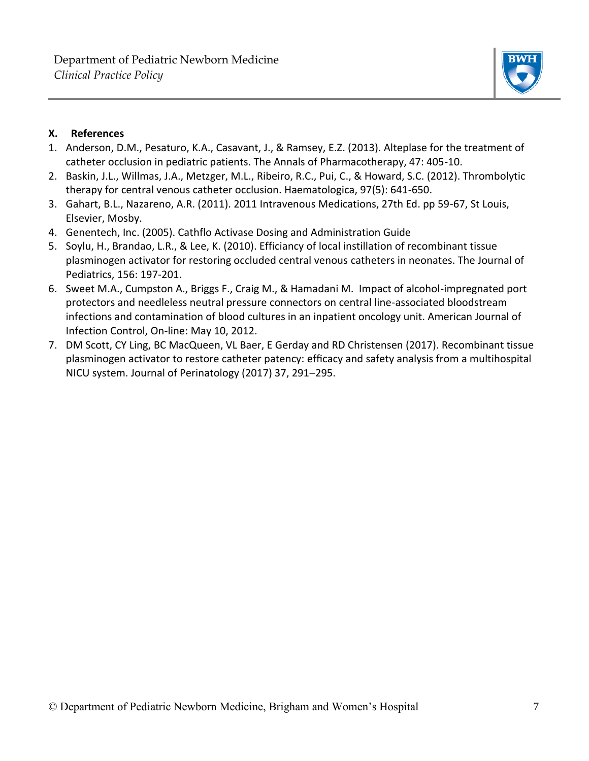## X. References

1. Anderson, D.M., Pesaturo, K.A., Casavant, J., & Ramsey, E.Z. (2013). Alteplase for the treatment of catheter occlusion in pediatric patients. The Annals of Pharmacotherapy, 47: 405-10.
2. Baskin, J.L., Willmas, J.A., Metzger, M.L., Ribeiro, R.C., Pui, C., & Howard, S.C. (2012). Thrombolytic therapy for central venous catheter occlusion. Haematologica, 97(5): 641-650.
3. Gahart, B.L., Nazareno, A.R. (2011). 2011 Intravenous Medications, 27th Ed. pp 59-67, St Louis, Elsevier, Mosby.
4. Genentech, Inc. (2005). Cathflo Activase Dosing and Administration Guide
5. Soylu, H., Brandao, L.R., & Lee, K. (2010). Efficiancy of local instillation of recombinant tissue plasminogen activator for restoring occluded central venous catheters in neonates. The Journal of Pediatrics, 156: 197-201.
6. Sweet M.A., Cumpston A., Briggs F., Craig M., & Hamadani M. Impact of alcohol-impregnated port protectors and needleless neutral pressure connectors on central line-associated bloodstream infections and contamination of blood cultures in an inpatient oncology unit. American Journal of Infection Control, On-line: May 10, 2012.
7. DM Scott, CY Ling, BC MacQueen, VL Baer, E Gerday and RD Christensen (2017). Recombinant tissue plasminogen activator to restore catheter patency: efficacy and safety analysis from a multihospital NICU system. Journal of Perinatology (2017) 37, 291–295.